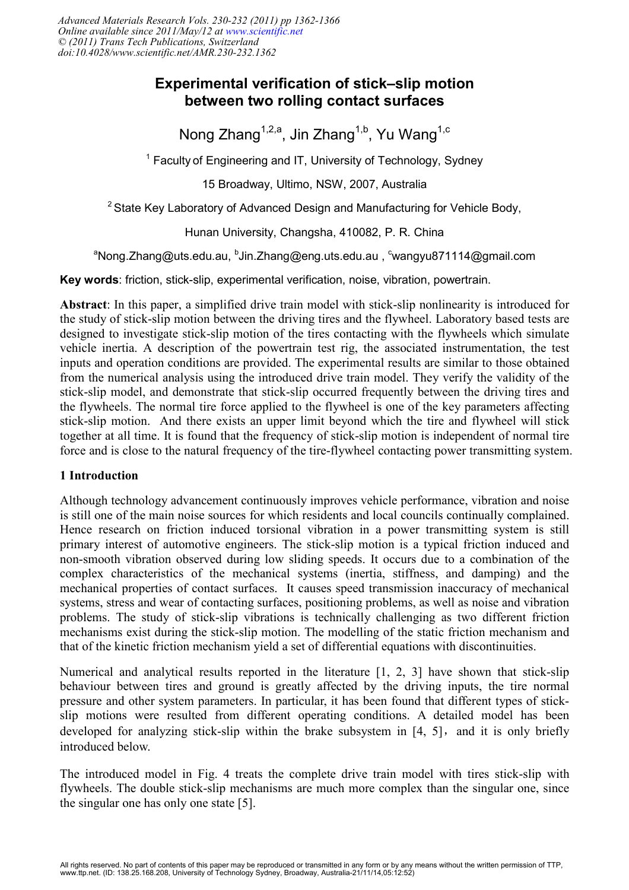# Experimental verification of stick–slip motion between two rolling contact surfaces

Nong Zhang[1,2,a], Jin Zhang[1,b], Yu Wang[1,c]

[1] Faculty of Engineering and IT, University of Technology, Sydney

15 Broadway, Ultimo, NSW, 2007, Australia

[2] State Key Laboratory of Advanced Design and Manufacturing for Vehicle Body,

Hunan University, Changsha, 410082, P. R. China

[a]Nong.Zhang@uts.edu.au, [b]Jin.Zhang@eng.uts.edu.au , [c]wangyu871114@gmail.com

**Key words**: friction, stick-slip, experimental verification, noise, vibration, powertrain.

**Abstract**: In this paper, a simplified drive train model with stick-slip nonlinearity is introduced for the study of stick-slip motion between the driving tires and the flywheel. Laboratory based tests are designed to investigate stick-slip motion of the tires contacting with the flywheels which simulate vehicle inertia. A description of the powertrain test rig, the associated instrumentation, the test inputs and operation conditions are provided. The experimental results are similar to those obtained from the numerical analysis using the introduced drive train model. They verify the validity of the stick-slip model, and demonstrate that stick-slip occurred frequently between the driving tires and the flywheels. The normal tire force applied to the flywheel is one of the key parameters affecting stick-slip motion. And there exists an upper limit beyond which the tire and flywheel will stick together at all time. It is found that the frequency of stick-slip motion is independent of normal tire force and is close to the natural frequency of the tire-flywheel contacting power transmitting system.

## 1 Introduction

Although technology advancement continuously improves vehicle performance, vibration and noise is still one of the main noise sources for which residents and local councils continually complained. Hence research on friction induced torsional vibration in a power transmitting system is still primary interest of automotive engineers. The stick-slip motion is a typical friction induced and non-smooth vibration observed during low sliding speeds. It occurs due to a combination of the complex characteristics of the mechanical systems (inertia, stiffness, and damping) and the mechanical properties of contact surfaces. It causes speed transmission inaccuracy of mechanical systems, stress and wear of contacting surfaces, positioning problems, as well as noise and vibration problems. The study of stick-slip vibrations is technically challenging as two different friction mechanisms exist during the stick-slip motion. The modelling of the static friction mechanism and that of the kinetic friction mechanism yield a set of differential equations with discontinuities.

Numerical and analytical results reported in the literature [1, 2, 3] have shown that stick-slip behaviour between tires and ground is greatly affected by the driving inputs, the tire normal pressure and other system parameters. In particular, it has been found that different types of stick-slip motions were resulted from different operating conditions. A detailed model has been developed for analyzing stick-slip within the brake subsystem in [4, 5]， and it is only briefly introduced below.

The introduced model in Fig. 4 treats the complete drive train model with tires stick-slip with flywheels. The double stick-slip mechanisms are much more complex than the singular one, since the singular one has only one state [5].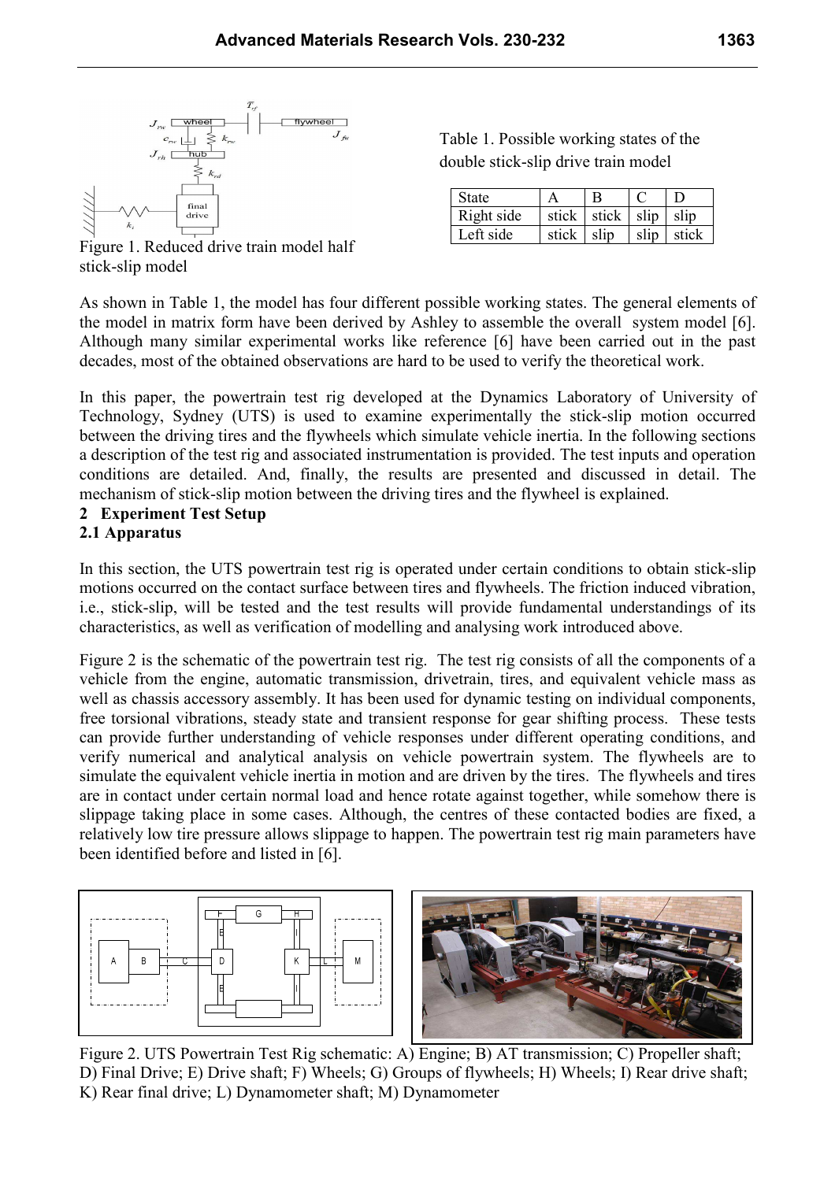Figure 1. Reduced drive train model half stick-slip model

Table 1. Possible working states of the double stick-slip drive train model

| State | A | B | C | D |
|---|---|---|---|---|
| Right side | stick | stick | slip | slip |
| Left side | stick | slip | slip | stick |

As shown in Table 1, the model has four different possible working states. The general elements of the model in matrix form have been derived by Ashley to assemble the overall system model [6]. Although many similar experimental works like reference [6] have been carried out in the past decades, most of the obtained observations are hard to be used to verify the theoretical work.

In this paper, the powertrain test rig developed at the Dynamics Laboratory of University of Technology, Sydney (UTS) is used to examine experimentally the stick-slip motion occurred between the driving tires and the flywheels which simulate vehicle inertia. In the following sections a description of the test rig and associated instrumentation is provided. The test inputs and operation conditions are detailed. And, finally, the results are presented and discussed in detail. The mechanism of stick-slip motion between the driving tires and the flywheel is explained.

## 2 Experiment Test Setup

### 2.1 Apparatus

In this section, the UTS powertrain test rig is operated under certain conditions to obtain stick-slip motions occurred on the contact surface between tires and flywheels. The friction induced vibration, i.e., stick-slip, will be tested and the test results will provide fundamental understandings of its characteristics, as well as verification of modelling and analysing work introduced above.

Figure 2 is the schematic of the powertrain test rig. The test rig consists of all the components of a vehicle from the engine, automatic transmission, drivetrain, tires, and equivalent vehicle mass as well as chassis accessory assembly. It has been used for dynamic testing on individual components, free torsional vibrations, steady state and transient response for gear shifting process. These tests can provide further understanding of vehicle responses under different operating conditions, and verify numerical and analytical analysis on vehicle powertrain system. The flywheels are to simulate the equivalent vehicle inertia in motion and are driven by the tires. The flywheels and tires are in contact under certain normal load and hence rotate against together, while somehow there is slippage taking place in some cases. Although, the centres of these contacted bodies are fixed, a relatively low tire pressure allows slippage to happen. The powertrain test rig main parameters have been identified before and listed in [6].

Figure 2. UTS Powertrain Test Rig schematic: A) Engine; B) AT transmission; C) Propeller shaft; D) Final Drive; E) Drive shaft; F) Wheels; G) Groups of flywheels; H) Wheels; I) Rear drive shaft; K) Rear final drive; L) Dynamometer shaft; M) Dynamometer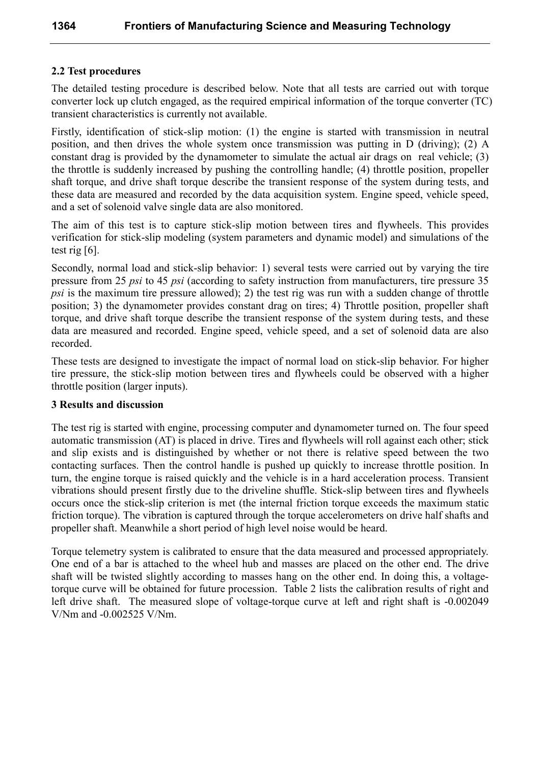## 2.2 Test procedures

The detailed testing procedure is described below. Note that all tests are carried out with torque converter lock up clutch engaged, as the required empirical information of the torque converter (TC) transient characteristics is currently not available.

Firstly, identification of stick-slip motion: (1) the engine is started with transmission in neutral position, and then drives the whole system once transmission was putting in D (driving); (2) A constant drag is provided by the dynamometer to simulate the actual air drags on real vehicle; (3) the throttle is suddenly increased by pushing the controlling handle; (4) throttle position, propeller shaft torque, and drive shaft torque describe the transient response of the system during tests, and these data are measured and recorded by the data acquisition system. Engine speed, vehicle speed, and a set of solenoid valve single data are also monitored.

The aim of this test is to capture stick-slip motion between tires and flywheels. This provides verification for stick-slip modeling (system parameters and dynamic model) and simulations of the test rig [6].

Secondly, normal load and stick-slip behavior: 1) several tests were carried out by varying the tire pressure from 25 *psi* to 45 *psi* (according to safety instruction from manufacturers, tire pressure 35 *psi* is the maximum tire pressure allowed); 2) the test rig was run with a sudden change of throttle position; 3) the dynamometer provides constant drag on tires; 4) Throttle position, propeller shaft torque, and drive shaft torque describe the transient response of the system during tests, and these data are measured and recorded. Engine speed, vehicle speed, and a set of solenoid data are also recorded.

These tests are designed to investigate the impact of normal load on stick-slip behavior. For higher tire pressure, the stick-slip motion between tires and flywheels could be observed with a higher throttle position (larger inputs).

## 3 Results and discussion

The test rig is started with engine, processing computer and dynamometer turned on. The four speed automatic transmission (AT) is placed in drive. Tires and flywheels will roll against each other; stick and slip exists and is distinguished by whether or not there is relative speed between the two contacting surfaces. Then the control handle is pushed up quickly to increase throttle position. In turn, the engine torque is raised quickly and the vehicle is in a hard acceleration process. Transient vibrations should present firstly due to the driveline shuffle. Stick-slip between tires and flywheels occurs once the stick-slip criterion is met (the internal friction torque exceeds the maximum static friction torque). The vibration is captured through the torque accelerometers on drive half shafts and propeller shaft. Meanwhile a short period of high level noise would be heard.

Torque telemetry system is calibrated to ensure that the data measured and processed appropriately. One end of a bar is attached to the wheel hub and masses are placed on the other end. The drive shaft will be twisted slightly according to masses hang on the other end. In doing this, a voltage-torque curve will be obtained for future procession. Table 2 lists the calibration results of right and left drive shaft. The measured slope of voltage-torque curve at left and right shaft is -0.002049 V/Nm and -0.002525 V/Nm.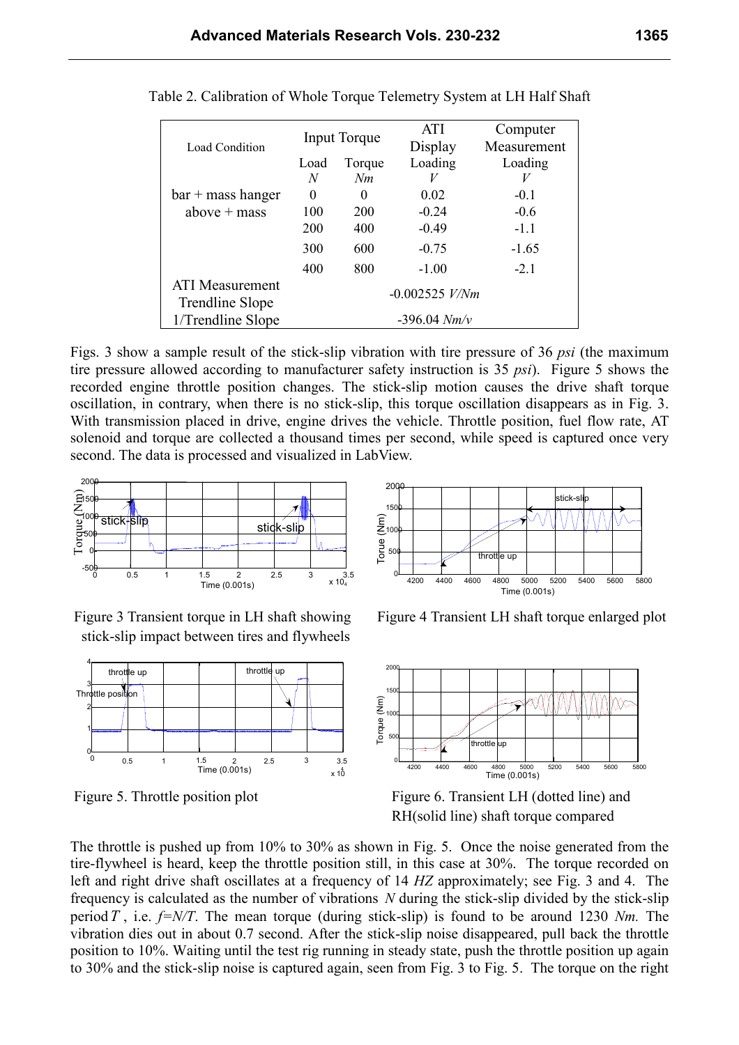Table 2. Calibration of Whole Torque Telemetry System at LH Half Shaft

| Load Condition | Input Torque | | ATI Display | Computer Measurement |
|---|---|---|---|---|
| | Load | Torque | Loading | Loading |
| | *N* | *Nm* | *V* | *V* |
| bar + mass hanger | 0 | 0 | 0.02 | -0.1 |
| above + mass | 100 | 200 | -0.24 | -0.6 |
| | 200 | 400 | -0.49 | -1.1 |
| | 300 | 600 | -0.75 | -1.65 |
| | 400 | 800 | -1.00 | -2.1 |
| ATI Measurement Trendline Slope | -0.002525 *V/Nm* | | | |
| 1/Trendline Slope | -396.04 *Nm/v* | | | |

Figs. 3 show a sample result of the stick-slip vibration with tire pressure of 36 *psi* (the maximum tire pressure allowed according to manufacturer safety instruction is 35 *psi*). Figure 5 shows the recorded engine throttle position changes. The stick-slip motion causes the drive shaft torque oscillation, in contrary, when there is no stick-slip, this torque oscillation disappears as in Fig. 3. With transmission placed in drive, engine drives the vehicle. Throttle position, fuel flow rate, AT solenoid and torque are collected a thousand times per second, while speed is captured once very second. The data is processed and visualized in LabView.

Figure 3 Transient torque in LH shaft showing stick-slip impact between tires and flywheels

Figure 4 Transient LH shaft torque enlarged plot

Figure 5. Throttle position plot

Figure 6. Transient LH (dotted line) and RH(solid line) shaft torque compared

The throttle is pushed up from 10% to 30% as shown in Fig. 5. Once the noise generated from the tire-flywheel is heard, keep the throttle position still, in this case at 30%. The torque recorded on left and right drive shaft oscillates at a frequency of 14 *HZ* approximately; see Fig. 3 and 4. The frequency is calculated as the number of vibrations $N$ during the stick-slip divided by the stick-slip period $T$, i.e. $f=N/T$. The mean torque (during stick-slip) is found to be around 1230 *Nm.* The vibration dies out in about 0.7 second. After the stick-slip noise disappeared, pull back the throttle position to 10%. Waiting until the test rig running in steady state, push the throttle position up again to 30% and the stick-slip noise is captured again, seen from Fig. 3 to Fig. 5. The torque on the right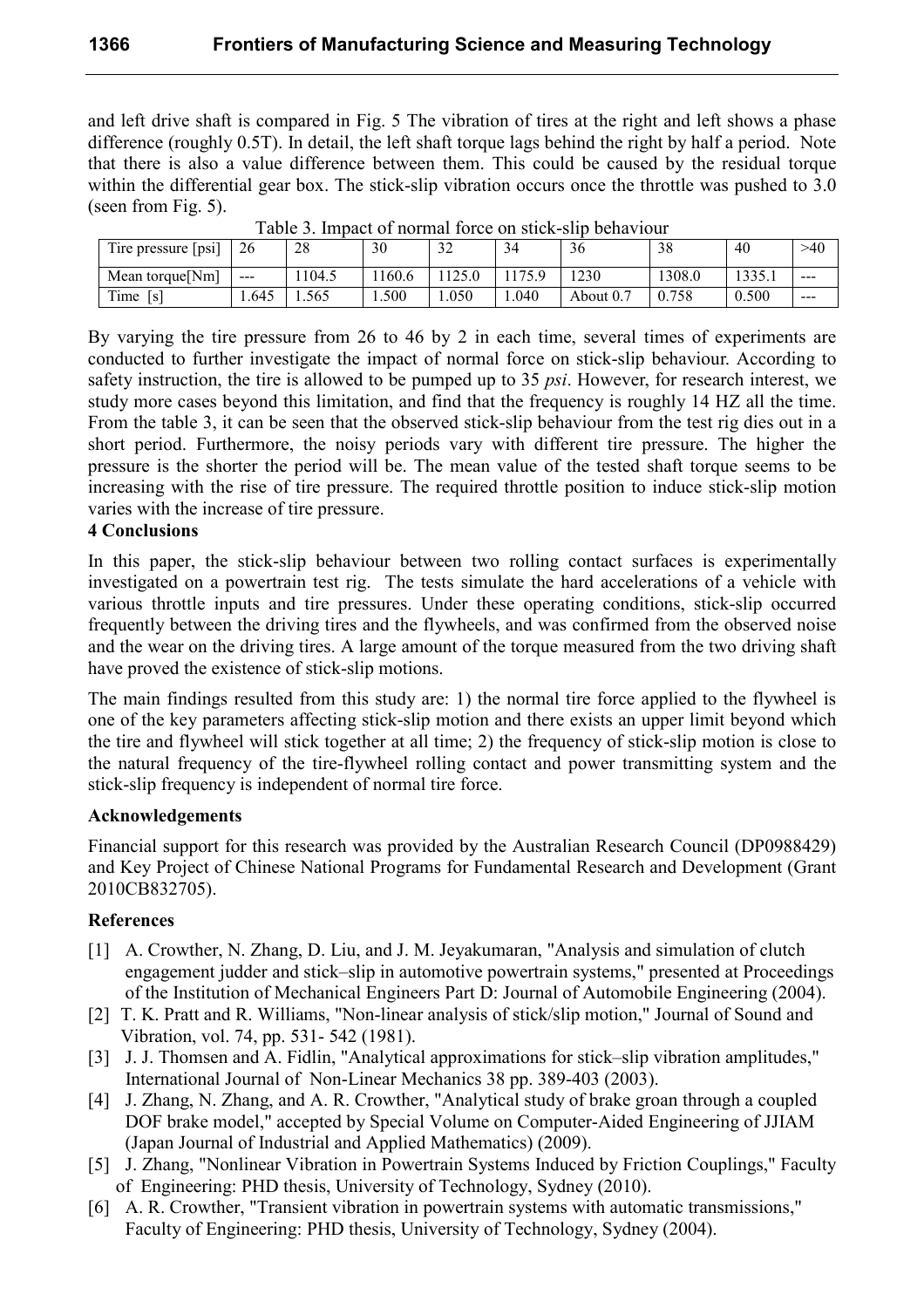and left drive shaft is compared in Fig. 5 The vibration of tires at the right and left shows a phase difference (roughly 0.5T). In detail, the left shaft torque lags behind the right by half a period. Note that there is also a value difference between them. This could be caused by the residual torque within the differential gear box. The stick-slip vibration occurs once the throttle was pushed to 3.0 (seen from Fig. 5).

Table 3. Impact of normal force on stick-slip behaviour

| Tire pressure [psi] | 26 | 28 | 30 | 32 | 34 | 36 | 38 | 40 | >40 |
|---|---|---|---|---|---|---|---|---|---|
| Mean torque[Nm] | --- | 1104.5 | 1160.6 | 1125.0 | 1175.9 | 1230 | 1308.0 | 1335.1 | --- |
| Time [s] | 1.645 | 1.565 | 1.500 | 1.050 | 1.040 | About 0.7 | 0.758 | 0.500 | --- |

By varying the tire pressure from 26 to 46 by 2 in each time, several times of experiments are conducted to further investigate the impact of normal force on stick-slip behaviour. According to safety instruction, the tire is allowed to be pumped up to 35 *psi*. However, for research interest, we study more cases beyond this limitation, and find that the frequency is roughly 14 HZ all the time. From the table 3, it can be seen that the observed stick-slip behaviour from the test rig dies out in a short period. Furthermore, the noisy periods vary with different tire pressure. The higher the pressure is the shorter the period will be. The mean value of the tested shaft torque seems to be increasing with the rise of tire pressure. The required throttle position to induce stick-slip motion varies with the increase of tire pressure.

## 4 Conclusions

In this paper, the stick-slip behaviour between two rolling contact surfaces is experimentally investigated on a powertrain test rig. The tests simulate the hard accelerations of a vehicle with various throttle inputs and tire pressures. Under these operating conditions, stick-slip occurred frequently between the driving tires and the flywheels, and was confirmed from the observed noise and the wear on the driving tires. A large amount of the torque measured from the two driving shaft have proved the existence of stick-slip motions.

The main findings resulted from this study are: 1) the normal tire force applied to the flywheel is one of the key parameters affecting stick-slip motion and there exists an upper limit beyond which the tire and flywheel will stick together at all time; 2) the frequency of stick-slip motion is close to the natural frequency of the tire-flywheel rolling contact and power transmitting system and the stick-slip frequency is independent of normal tire force.

## Acknowledgements

Financial support for this research was provided by the Australian Research Council (DP0988429) and Key Project of Chinese National Programs for Fundamental Research and Development (Grant 2010CB832705).

## References

[1] A. Crowther, N. Zhang, D. Liu, and J. M. Jeyakumaran, "Analysis and simulation of clutch engagement judder and stick–slip in automotive powertrain systems," presented at Proceedings of the Institution of Mechanical Engineers Part D: Journal of Automobile Engineering (2004).

[2] T. K. Pratt and R. Williams, "Non-linear analysis of stick/slip motion," Journal of Sound and Vibration, vol. 74, pp. 531- 542 (1981).

[3] J. J. Thomsen and A. Fidlin, "Analytical approximations for stick–slip vibration amplitudes," International Journal of Non-Linear Mechanics 38 pp. 389-403 (2003).

[4] J. Zhang, N. Zhang, and A. R. Crowther, "Analytical study of brake groan through a coupled DOF brake model," accepted by Special Volume on Computer-Aided Engineering of JJIAM (Japan Journal of Industrial and Applied Mathematics) (2009).

[5] J. Zhang, "Nonlinear Vibration in Powertrain Systems Induced by Friction Couplings," Faculty of Engineering: PHD thesis, University of Technology, Sydney (2010).

[6] A. R. Crowther, "Transient vibration in powertrain systems with automatic transmissions," Faculty of Engineering: PHD thesis, University of Technology, Sydney (2004).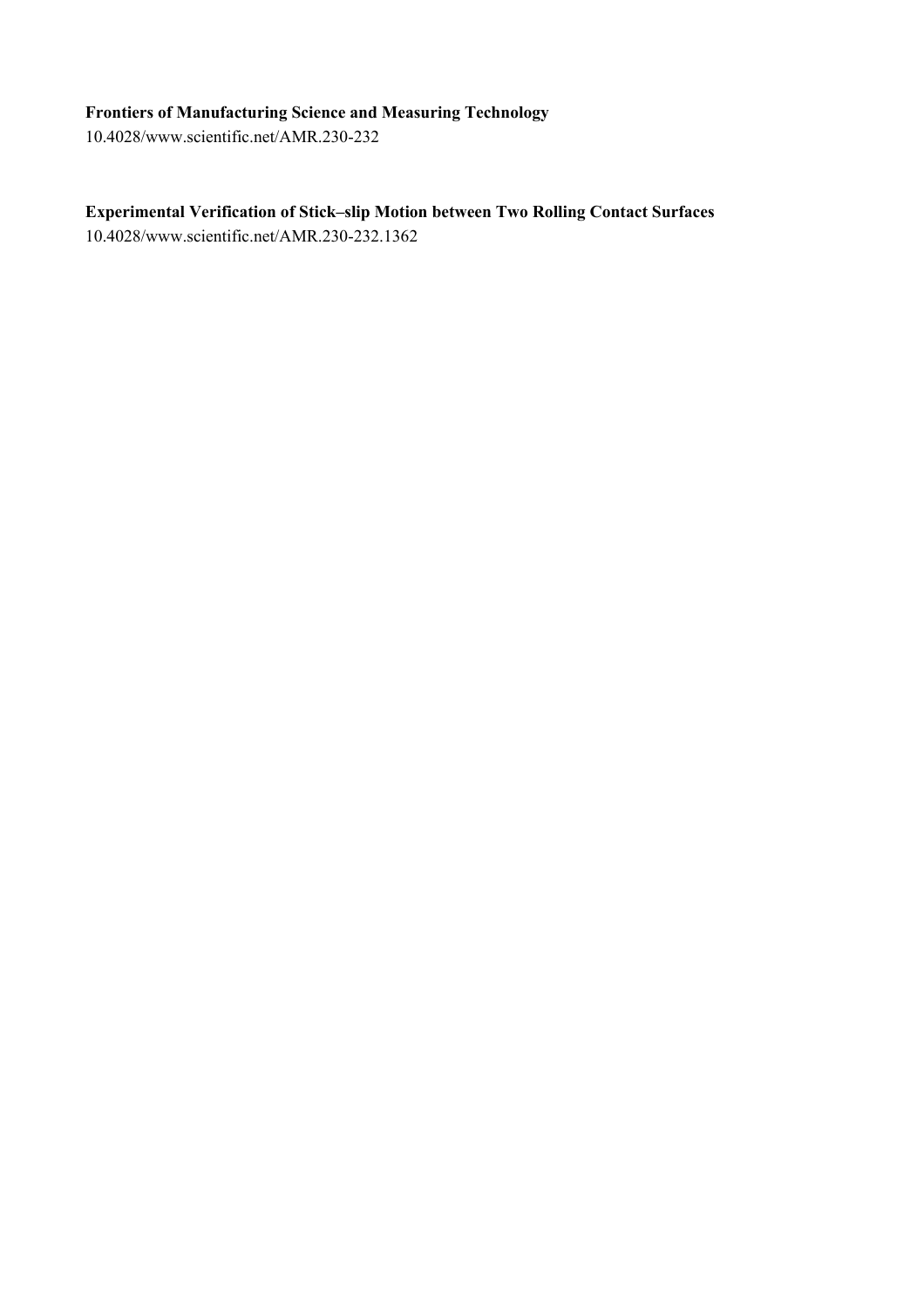**Frontiers of Manufacturing Science and Measuring Technology**
10.4028/www.scientific.net/AMR.230-232

**Experimental Verification of Stick–slip Motion between Two Rolling Contact Surfaces**
10.4028/www.scientific.net/AMR.230-232.1362